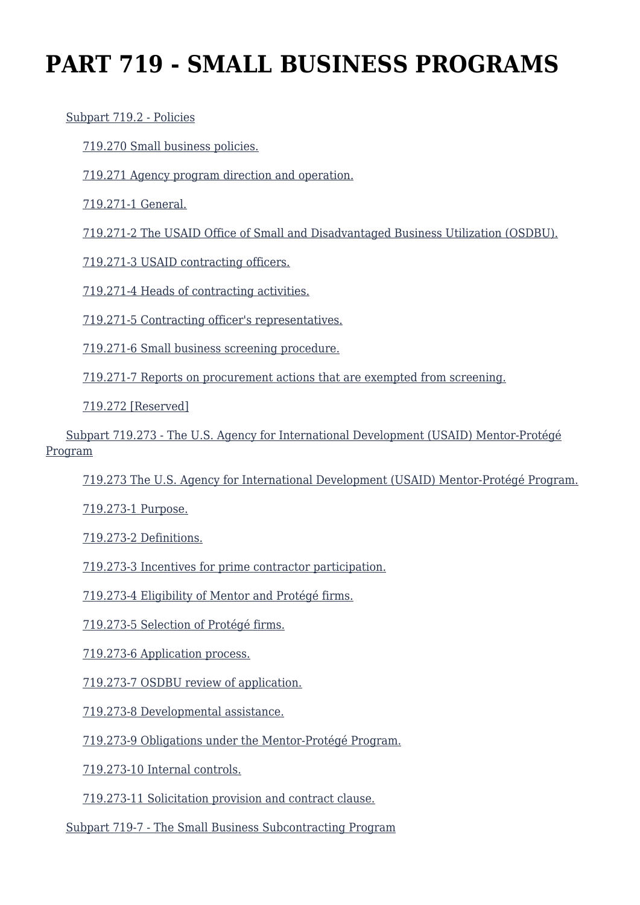# PART 719 - SMALL BUSINESS PROGRAMS

Subpart 719.2 - Policies

719.270 Small business policies.

719.271 Agency program direction and operation.

719.271-1 General.

719.271-2 The USAID Office of Small and Disadvantaged Business Utilization (OSDBU).

719.271-3 USAID contracting officers.

719.271-4 Heads of contracting activities.

719.271-5 Contracting officer's representatives.

719.271-6 Small business screening procedure.

719.271-7 Reports on procurement actions that are exempted from screening.

719.272 [Reserved]

Subpart 719.273 - The U.S. Agency for International Development (USAID) Mentor-Protégé Program

719.273 The U.S. Agency for International Development (USAID) Mentor-Protégé Program.

719.273-1 Purpose.

719.273-2 Definitions.

719.273-3 Incentives for prime contractor participation.

719.273-4 Eligibility of Mentor and Protégé firms.

719.273-5 Selection of Protégé firms.

719.273-6 Application process.

719.273-7 OSDBU review of application.

719.273-8 Developmental assistance.

719.273-9 Obligations under the Mentor-Protégé Program.

719.273-10 Internal controls.

719.273-11 Solicitation provision and contract clause.

Subpart 719-7 - The Small Business Subcontracting Program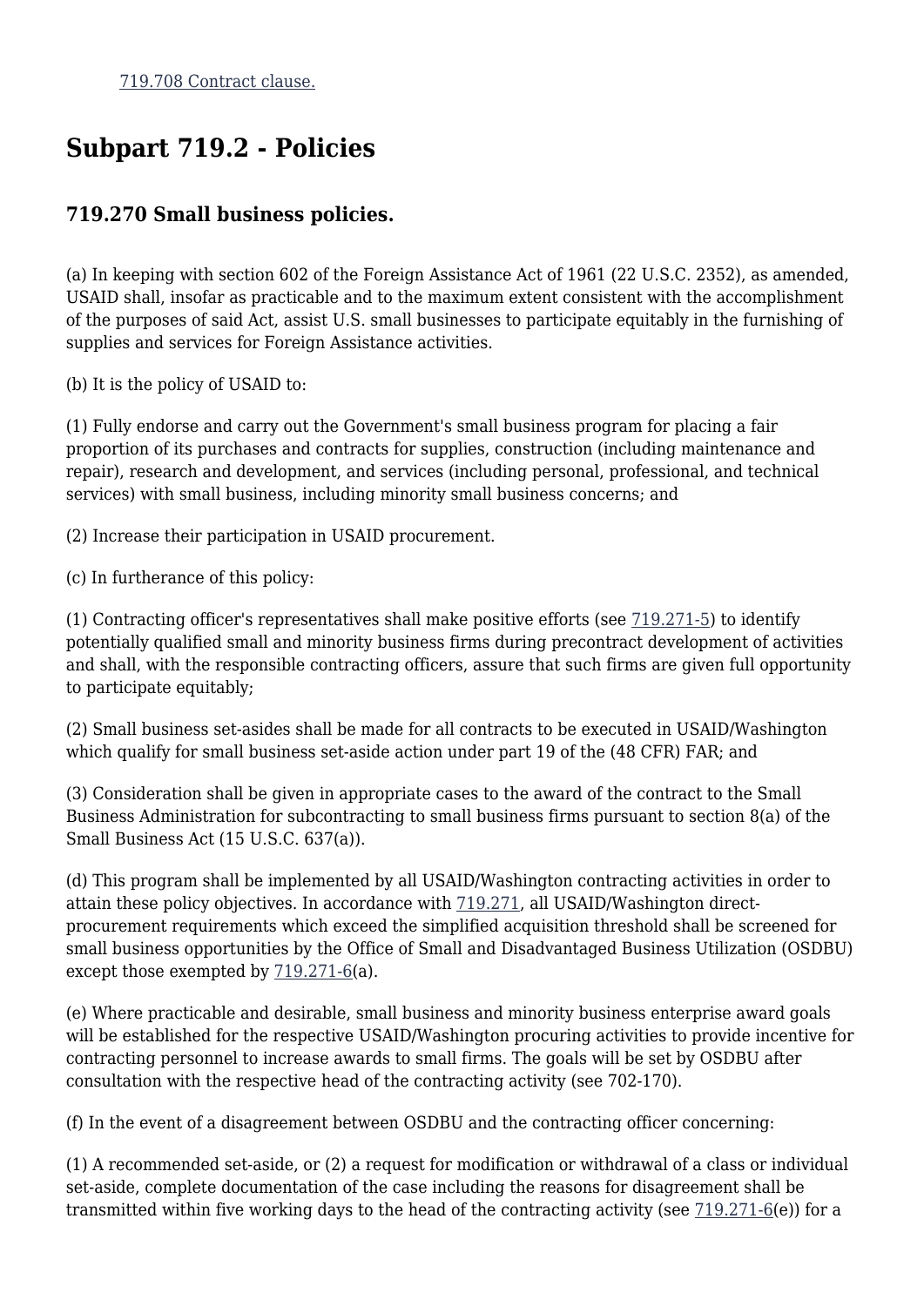[719.708 Contract clause.](#)

## Subpart 719.2 - Policies

### 719.270 Small business policies.

(a) In keeping with section 602 of the Foreign Assistance Act of 1961 (22 U.S.C. 2352), as amended, USAID shall, insofar as practicable and to the maximum extent consistent with the accomplishment of the purposes of said Act, assist U.S. small businesses to participate equitably in the furnishing of supplies and services for Foreign Assistance activities.

(b) It is the policy of USAID to:

(1) Fully endorse and carry out the Government's small business program for placing a fair proportion of its purchases and contracts for supplies, construction (including maintenance and repair), research and development, and services (including personal, professional, and technical services) with small business, including minority small business concerns; and

(2) Increase their participation in USAID procurement.

(c) In furtherance of this policy:

(1) Contracting officer's representatives shall make positive efforts (see 719.271-5) to identify potentially qualified small and minority business firms during precontract development of activities and shall, with the responsible contracting officers, assure that such firms are given full opportunity to participate equitably;

(2) Small business set-asides shall be made for all contracts to be executed in USAID/Washington which qualify for small business set-aside action under part 19 of the (48 CFR) FAR; and

(3) Consideration shall be given in appropriate cases to the award of the contract to the Small Business Administration for subcontracting to small business firms pursuant to section 8(a) of the Small Business Act (15 U.S.C. 637(a)).

(d) This program shall be implemented by all USAID/Washington contracting activities in order to attain these policy objectives. In accordance with 719.271, all USAID/Washington direct-procurement requirements which exceed the simplified acquisition threshold shall be screened for small business opportunities by the Office of Small and Disadvantaged Business Utilization (OSDBU) except those exempted by 719.271-6(a).

(e) Where practicable and desirable, small business and minority business enterprise award goals will be established for the respective USAID/Washington procuring activities to provide incentive for contracting personnel to increase awards to small firms. The goals will be set by OSDBU after consultation with the respective head of the contracting activity (see 702-170).

(f) In the event of a disagreement between OSDBU and the contracting officer concerning:

(1) A recommended set-aside, or (2) a request for modification or withdrawal of a class or individual set-aside, complete documentation of the case including the reasons for disagreement shall be transmitted within five working days to the head of the contracting activity (see 719.271-6(e)) for a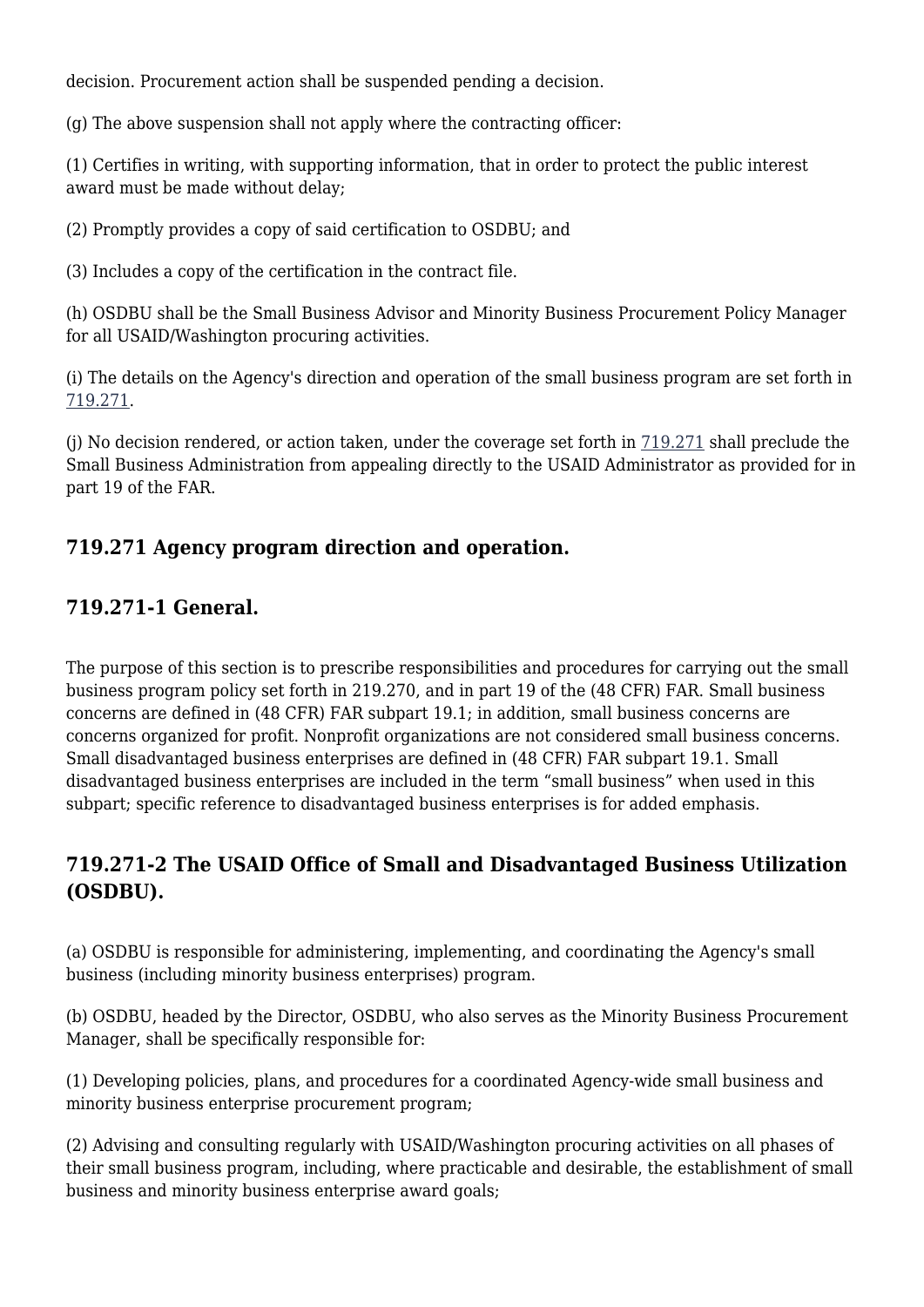decision. Procurement action shall be suspended pending a decision.

(g) The above suspension shall not apply where the contracting officer:

(1) Certifies in writing, with supporting information, that in order to protect the public interest award must be made without delay;

(2) Promptly provides a copy of said certification to OSDBU; and

(3) Includes a copy of the certification in the contract file.

(h) OSDBU shall be the Small Business Advisor and Minority Business Procurement Policy Manager for all USAID/Washington procuring activities.

(i) The details on the Agency's direction and operation of the small business program are set forth in 719.271.

(j) No decision rendered, or action taken, under the coverage set forth in 719.271 shall preclude the Small Business Administration from appealing directly to the USAID Administrator as provided for in part 19 of the FAR.

## 719.271 Agency program direction and operation.

### 719.271-1 General.

The purpose of this section is to prescribe responsibilities and procedures for carrying out the small business program policy set forth in 219.270, and in part 19 of the (48 CFR) FAR. Small business concerns are defined in (48 CFR) FAR subpart 19.1; in addition, small business concerns are concerns organized for profit. Nonprofit organizations are not considered small business concerns. Small disadvantaged business enterprises are defined in (48 CFR) FAR subpart 19.1. Small disadvantaged business enterprises are included in the term “small business” when used in this subpart; specific reference to disadvantaged business enterprises is for added emphasis.

### 719.271-2 The USAID Office of Small and Disadvantaged Business Utilization (OSDBU).

(a) OSDBU is responsible for administering, implementing, and coordinating the Agency's small business (including minority business enterprises) program.

(b) OSDBU, headed by the Director, OSDBU, who also serves as the Minority Business Procurement Manager, shall be specifically responsible for:

(1) Developing policies, plans, and procedures for a coordinated Agency-wide small business and minority business enterprise procurement program;

(2) Advising and consulting regularly with USAID/Washington procuring activities on all phases of their small business program, including, where practicable and desirable, the establishment of small business and minority business enterprise award goals;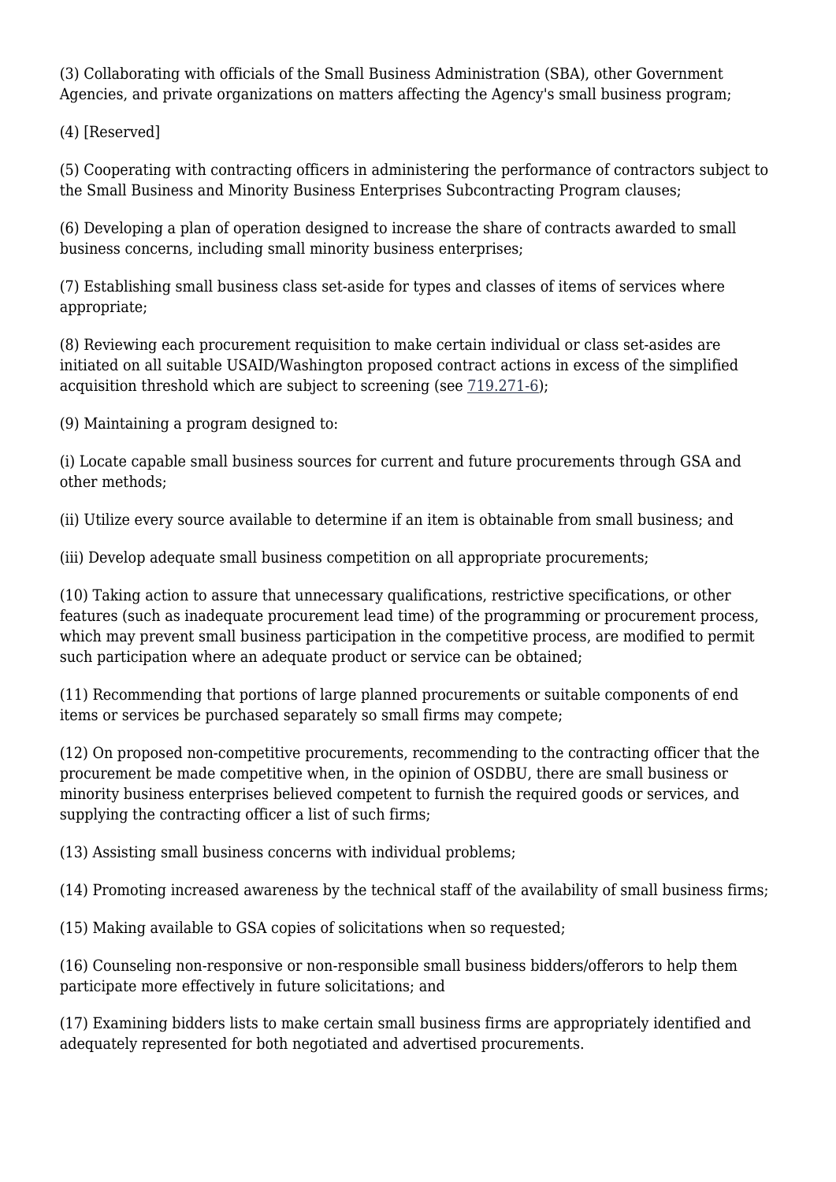(3) Collaborating with officials of the Small Business Administration (SBA), other Government Agencies, and private organizations on matters affecting the Agency's small business program;

(4) [Reserved]

(5) Cooperating with contracting officers in administering the performance of contractors subject to the Small Business and Minority Business Enterprises Subcontracting Program clauses;

(6) Developing a plan of operation designed to increase the share of contracts awarded to small business concerns, including small minority business enterprises;

(7) Establishing small business class set-aside for types and classes of items of services where appropriate;

(8) Reviewing each procurement requisition to make certain individual or class set-asides are initiated on all suitable USAID/Washington proposed contract actions in excess of the simplified acquisition threshold which are subject to screening (see 719.271-6);

(9) Maintaining a program designed to:

(i) Locate capable small business sources for current and future procurements through GSA and other methods;

(ii) Utilize every source available to determine if an item is obtainable from small business; and

(iii) Develop adequate small business competition on all appropriate procurements;

(10) Taking action to assure that unnecessary qualifications, restrictive specifications, or other features (such as inadequate procurement lead time) of the programming or procurement process, which may prevent small business participation in the competitive process, are modified to permit such participation where an adequate product or service can be obtained;

(11) Recommending that portions of large planned procurements or suitable components of end items or services be purchased separately so small firms may compete;

(12) On proposed non-competitive procurements, recommending to the contracting officer that the procurement be made competitive when, in the opinion of OSDBU, there are small business or minority business enterprises believed competent to furnish the required goods or services, and supplying the contracting officer a list of such firms;

(13) Assisting small business concerns with individual problems;

(14) Promoting increased awareness by the technical staff of the availability of small business firms;

(15) Making available to GSA copies of solicitations when so requested;

(16) Counseling non-responsive or non-responsible small business bidders/offerors to help them participate more effectively in future solicitations; and

(17) Examining bidders lists to make certain small business firms are appropriately identified and adequately represented for both negotiated and advertised procurements.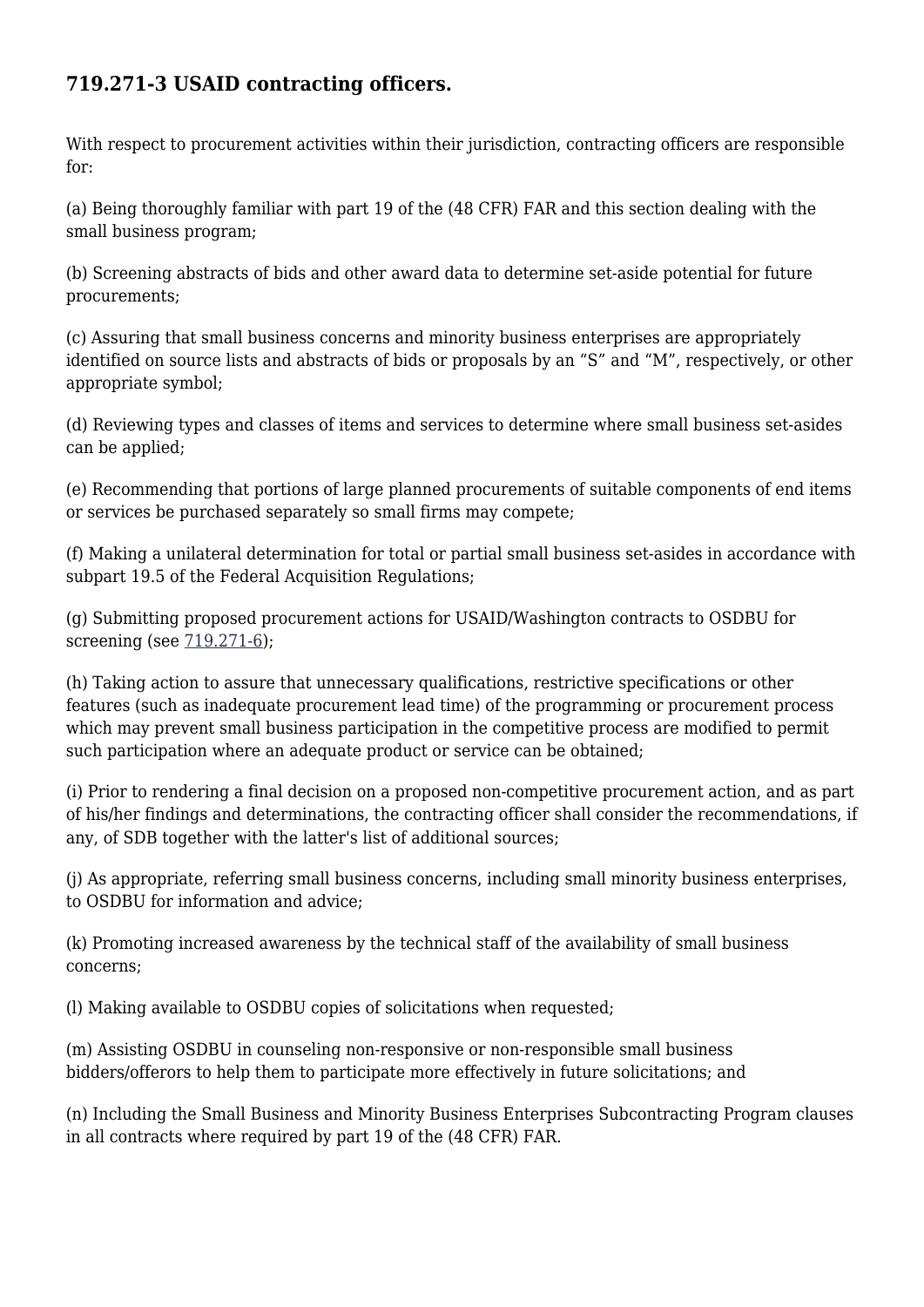## 719.271-3 USAID contracting officers.

With respect to procurement activities within their jurisdiction, contracting officers are responsible for:

(a) Being thoroughly familiar with part 19 of the (48 CFR) FAR and this section dealing with the small business program;

(b) Screening abstracts of bids and other award data to determine set-aside potential for future procurements;

(c) Assuring that small business concerns and minority business enterprises are appropriately identified on source lists and abstracts of bids or proposals by an “S” and “M”, respectively, or other appropriate symbol;

(d) Reviewing types and classes of items and services to determine where small business set-asides can be applied;

(e) Recommending that portions of large planned procurements of suitable components of end items or services be purchased separately so small firms may compete;

(f) Making a unilateral determination for total or partial small business set-asides in accordance with subpart 19.5 of the Federal Acquisition Regulations;

(g) Submitting proposed procurement actions for USAID/Washington contracts to OSDBU for screening (see 719.271-6);

(h) Taking action to assure that unnecessary qualifications, restrictive specifications or other features (such as inadequate procurement lead time) of the programming or procurement process which may prevent small business participation in the competitive process are modified to permit such participation where an adequate product or service can be obtained;

(i) Prior to rendering a final decision on a proposed non-competitive procurement action, and as part of his/her findings and determinations, the contracting officer shall consider the recommendations, if any, of SDB together with the latter's list of additional sources;

(j) As appropriate, referring small business concerns, including small minority business enterprises, to OSDBU for information and advice;

(k) Promoting increased awareness by the technical staff of the availability of small business concerns;

(l) Making available to OSDBU copies of solicitations when requested;

(m) Assisting OSDBU in counseling non-responsive or non-responsible small business bidders/offerors to help them to participate more effectively in future solicitations; and

(n) Including the Small Business and Minority Business Enterprises Subcontracting Program clauses in all contracts where required by part 19 of the (48 CFR) FAR.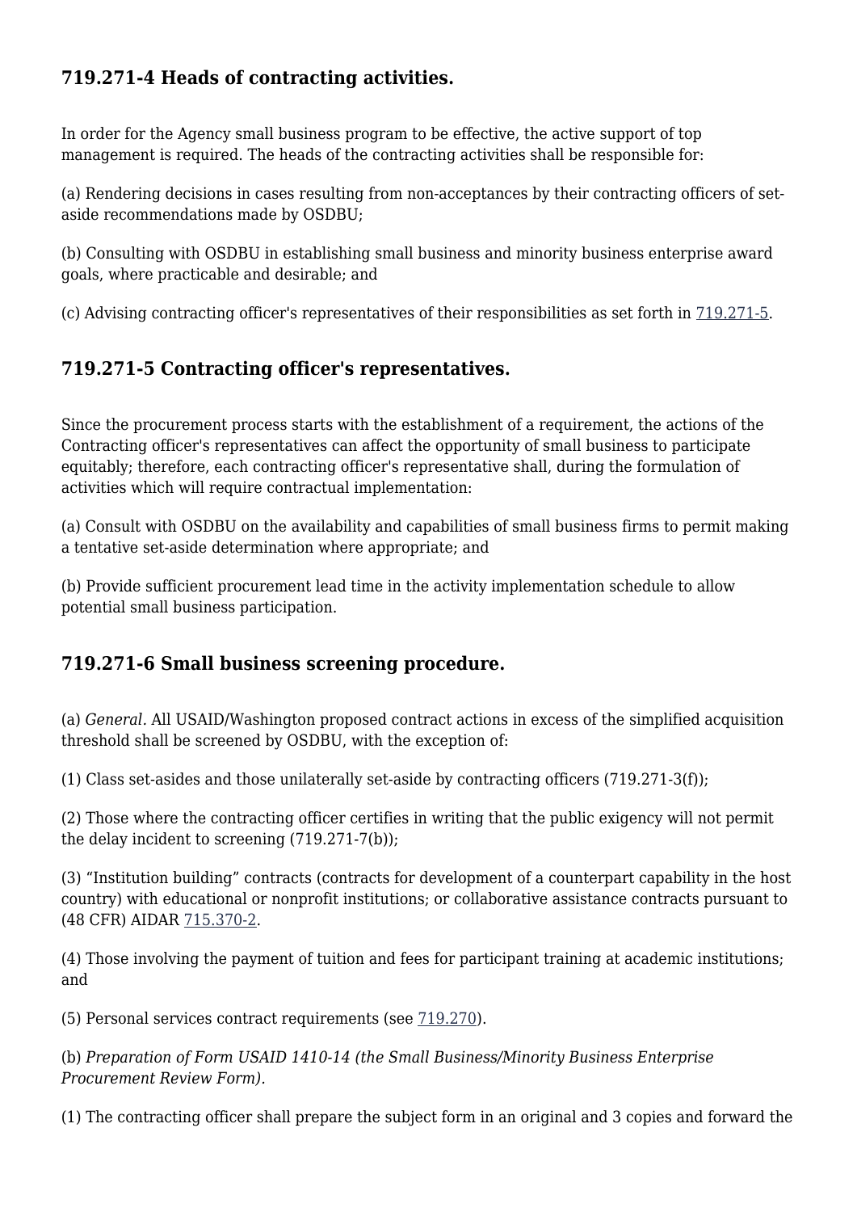## 719.271-4 Heads of contracting activities.

In order for the Agency small business program to be effective, the active support of top management is required. The heads of the contracting activities shall be responsible for:

(a) Rendering decisions in cases resulting from non-acceptances by their contracting officers of set-aside recommendations made by OSDBU;

(b) Consulting with OSDBU in establishing small business and minority business enterprise award goals, where practicable and desirable; and

(c) Advising contracting officer's representatives of their responsibilities as set forth in 719.271-5.

## 719.271-5 Contracting officer's representatives.

Since the procurement process starts with the establishment of a requirement, the actions of the Contracting officer's representatives can affect the opportunity of small business to participate equitably; therefore, each contracting officer's representative shall, during the formulation of activities which will require contractual implementation:

(a) Consult with OSDBU on the availability and capabilities of small business firms to permit making a tentative set-aside determination where appropriate; and

(b) Provide sufficient procurement lead time in the activity implementation schedule to allow potential small business participation.

## 719.271-6 Small business screening procedure.

(a) *General*. All USAID/Washington proposed contract actions in excess of the simplified acquisition threshold shall be screened by OSDBU, with the exception of:

(1) Class set-asides and those unilaterally set-aside by contracting officers (719.271-3(f));

(2) Those where the contracting officer certifies in writing that the public exigency will not permit the delay incident to screening (719.271-7(b));

(3) "Institution building" contracts (contracts for development of a counterpart capability in the host country) with educational or nonprofit institutions; or collaborative assistance contracts pursuant to (48 CFR) AIDAR 715.370-2.

(4) Those involving the payment of tuition and fees for participant training at academic institutions; and

(5) Personal services contract requirements (see 719.270).

(b) *Preparation of Form USAID 1410-14 (the Small Business/Minority Business Enterprise Procurement Review Form).*

(1) The contracting officer shall prepare the subject form in an original and 3 copies and forward the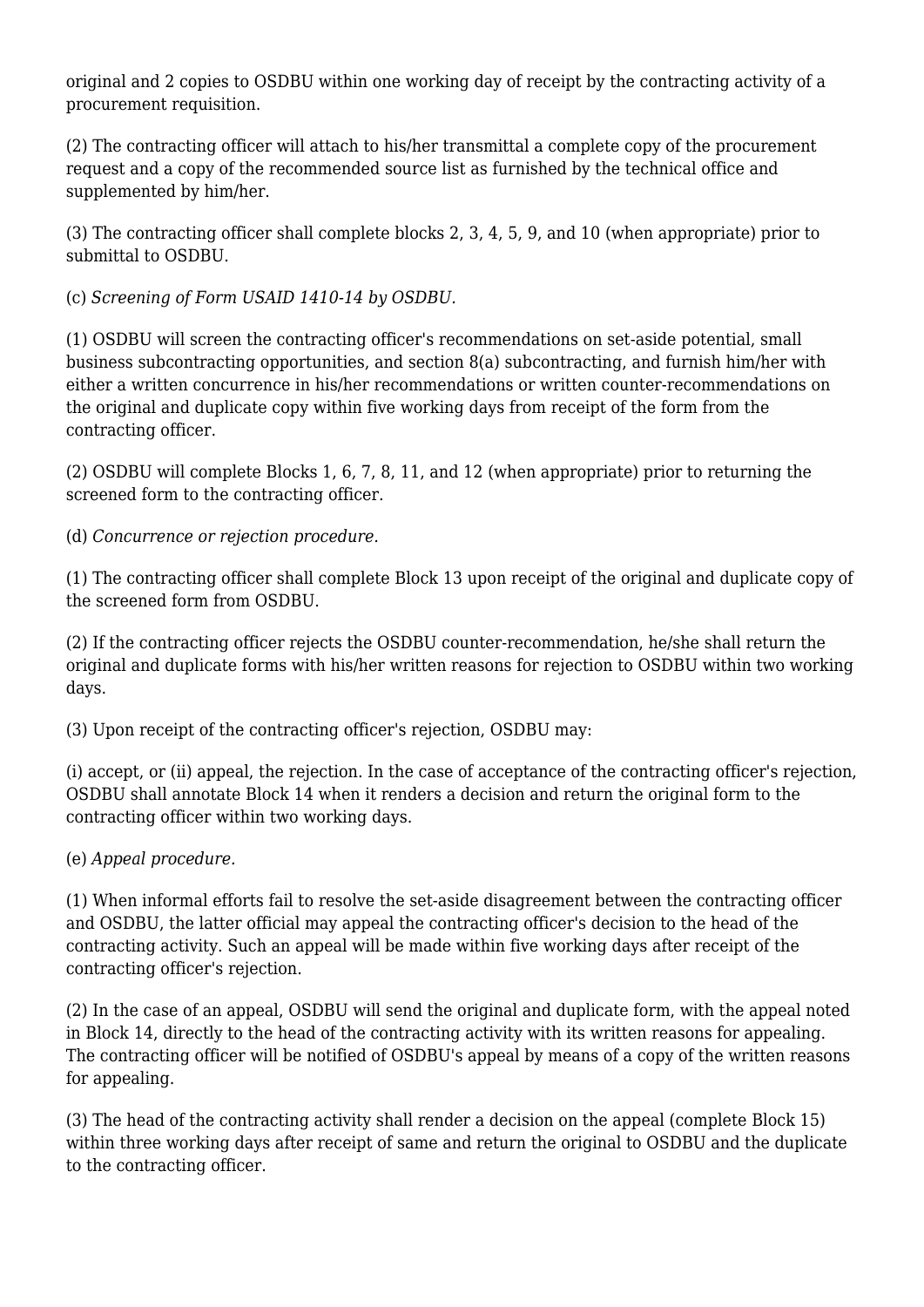original and 2 copies to OSDBU within one working day of receipt by the contracting activity of a procurement requisition.

(2) The contracting officer will attach to his/her transmittal a complete copy of the procurement request and a copy of the recommended source list as furnished by the technical office and supplemented by him/her.

(3) The contracting officer shall complete blocks 2, 3, 4, 5, 9, and 10 (when appropriate) prior to submittal to OSDBU.

(c) *Screening of Form USAID 1410-14 by OSDBU.*

(1) OSDBU will screen the contracting officer's recommendations on set-aside potential, small business subcontracting opportunities, and section 8(a) subcontracting, and furnish him/her with either a written concurrence in his/her recommendations or written counter-recommendations on the original and duplicate copy within five working days from receipt of the form from the contracting officer.

(2) OSDBU will complete Blocks 1, 6, 7, 8, 11, and 12 (when appropriate) prior to returning the screened form to the contracting officer.

(d) *Concurrence or rejection procedure.*

(1) The contracting officer shall complete Block 13 upon receipt of the original and duplicate copy of the screened form from OSDBU.

(2) If the contracting officer rejects the OSDBU counter-recommendation, he/she shall return the original and duplicate forms with his/her written reasons for rejection to OSDBU within two working days.

(3) Upon receipt of the contracting officer's rejection, OSDBU may:

(i) accept, or (ii) appeal, the rejection. In the case of acceptance of the contracting officer's rejection, OSDBU shall annotate Block 14 when it renders a decision and return the original form to the contracting officer within two working days.

(e) *Appeal procedure.*

(1) When informal efforts fail to resolve the set-aside disagreement between the contracting officer and OSDBU, the latter official may appeal the contracting officer's decision to the head of the contracting activity. Such an appeal will be made within five working days after receipt of the contracting officer's rejection.

(2) In the case of an appeal, OSDBU will send the original and duplicate form, with the appeal noted in Block 14, directly to the head of the contracting activity with its written reasons for appealing. The contracting officer will be notified of OSDBU's appeal by means of a copy of the written reasons for appealing.

(3) The head of the contracting activity shall render a decision on the appeal (complete Block 15) within three working days after receipt of same and return the original to OSDBU and the duplicate to the contracting officer.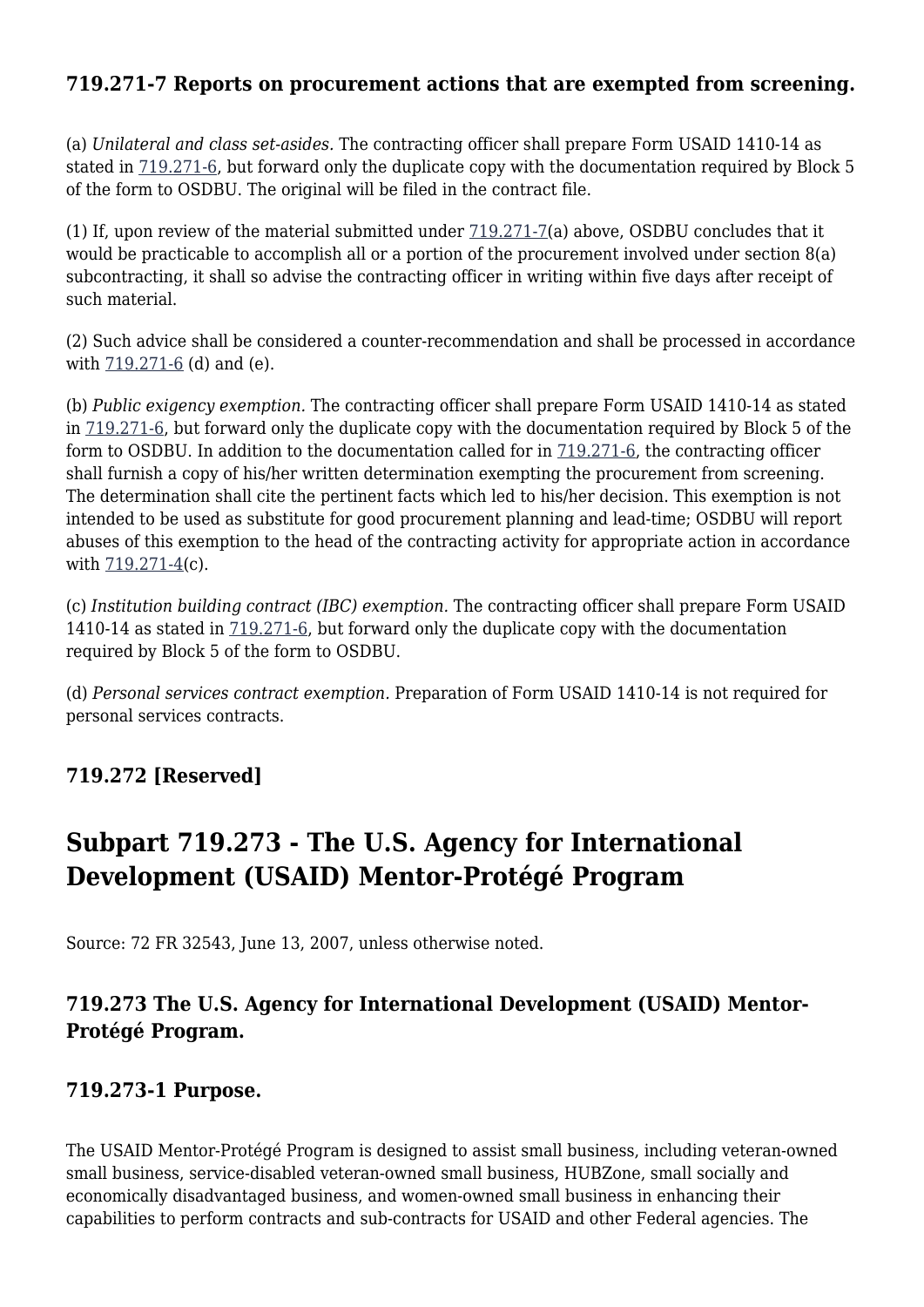### 719.271-7 Reports on procurement actions that are exempted from screening.

(a) *Unilateral and class set-asides.* The contracting officer shall prepare Form USAID 1410-14 as stated in 719.271-6, but forward only the duplicate copy with the documentation required by Block 5 of the form to OSDBU. The original will be filed in the contract file.

(1) If, upon review of the material submitted under 719.271-7(a) above, OSDBU concludes that it would be practicable to accomplish all or a portion of the procurement involved under section 8(a) subcontracting, it shall so advise the contracting officer in writing within five days after receipt of such material.

(2) Such advice shall be considered a counter-recommendation and shall be processed in accordance with 719.271-6 (d) and (e).

(b) *Public exigency exemption.* The contracting officer shall prepare Form USAID 1410-14 as stated in 719.271-6, but forward only the duplicate copy with the documentation required by Block 5 of the form to OSDBU. In addition to the documentation called for in 719.271-6, the contracting officer shall furnish a copy of his/her written determination exempting the procurement from screening. The determination shall cite the pertinent facts which led to his/her decision. This exemption is not intended to be used as substitute for good procurement planning and lead-time; OSDBU will report abuses of this exemption to the head of the contracting activity for appropriate action in accordance with 719.271-4(c).

(c) *Institution building contract (IBC) exemption.* The contracting officer shall prepare Form USAID 1410-14 as stated in 719.271-6, but forward only the duplicate copy with the documentation required by Block 5 of the form to OSDBU.

(d) *Personal services contract exemption.* Preparation of Form USAID 1410-14 is not required for personal services contracts.

### 719.272 [Reserved]

## Subpart 719.273 - The U.S. Agency for International Development (USAID) Mentor-Protégé Program

Source: 72 FR 32543, June 13, 2007, unless otherwise noted.

### 719.273 The U.S. Agency for International Development (USAID) Mentor-Protégé Program.

### 719.273-1 Purpose.

The USAID Mentor-Protégé Program is designed to assist small business, including veteran-owned small business, service-disabled veteran-owned small business, HUBZone, small socially and economically disadvantaged business, and women-owned small business in enhancing their capabilities to perform contracts and sub-contracts for USAID and other Federal agencies. The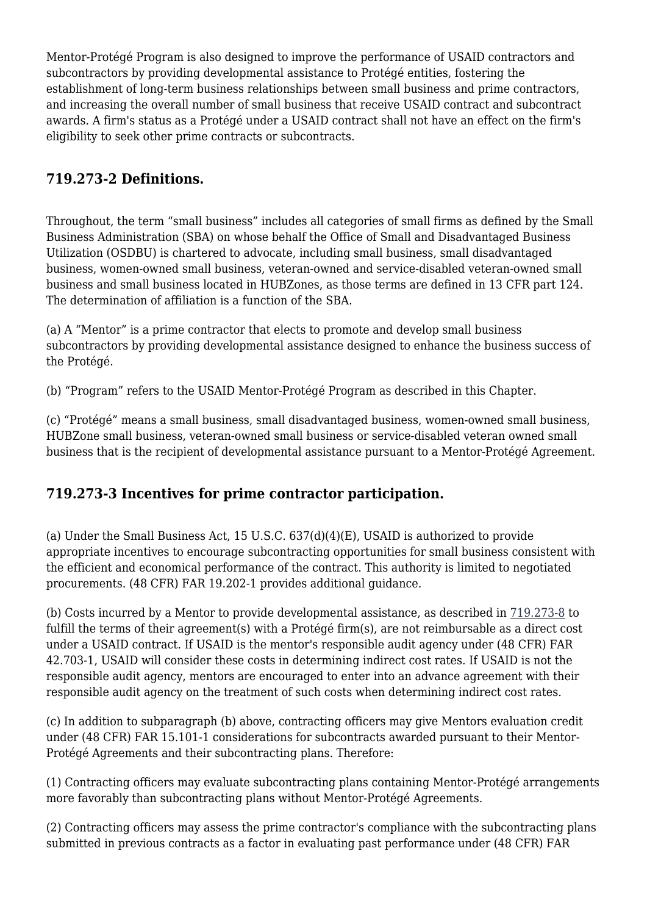Mentor-Protégé Program is also designed to improve the performance of USAID contractors and subcontractors by providing developmental assistance to Protégé entities, fostering the establishment of long-term business relationships between small business and prime contractors, and increasing the overall number of small business that receive USAID contract and subcontract awards. A firm's status as a Protégé under a USAID contract shall not have an effect on the firm's eligibility to seek other prime contracts or subcontracts.

### 719.273-2 Definitions.

Throughout, the term "small business" includes all categories of small firms as defined by the Small Business Administration (SBA) on whose behalf the Office of Small and Disadvantaged Business Utilization (OSDBU) is chartered to advocate, including small business, small disadvantaged business, women-owned small business, veteran-owned and service-disabled veteran-owned small business and small business located in HUBZones, as those terms are defined in 13 CFR part 124. The determination of affiliation is a function of the SBA.

(a) A "Mentor" is a prime contractor that elects to promote and develop small business subcontractors by providing developmental assistance designed to enhance the business success of the Protégé.

(b) "Program" refers to the USAID Mentor-Protégé Program as described in this Chapter.

(c) "Protégé" means a small business, small disadvantaged business, women-owned small business, HUBZone small business, veteran-owned small business or service-disabled veteran owned small business that is the recipient of developmental assistance pursuant to a Mentor-Protégé Agreement.

### 719.273-3 Incentives for prime contractor participation.

(a) Under the Small Business Act, 15 U.S.C. 637(d)(4)(E), USAID is authorized to provide appropriate incentives to encourage subcontracting opportunities for small business consistent with the efficient and economical performance of the contract. This authority is limited to negotiated procurements. (48 CFR) FAR 19.202-1 provides additional guidance.

(b) Costs incurred by a Mentor to provide developmental assistance, as described in 719.273-8 to fulfill the terms of their agreement(s) with a Protégé firm(s), are not reimbursable as a direct cost under a USAID contract. If USAID is the mentor's responsible audit agency under (48 CFR) FAR 42.703-1, USAID will consider these costs in determining indirect cost rates. If USAID is not the responsible audit agency, mentors are encouraged to enter into an advance agreement with their responsible audit agency on the treatment of such costs when determining indirect cost rates.

(c) In addition to subparagraph (b) above, contracting officers may give Mentors evaluation credit under (48 CFR) FAR 15.101-1 considerations for subcontracts awarded pursuant to their Mentor-Protégé Agreements and their subcontracting plans. Therefore:

(1) Contracting officers may evaluate subcontracting plans containing Mentor-Protégé arrangements more favorably than subcontracting plans without Mentor-Protégé Agreements.

(2) Contracting officers may assess the prime contractor's compliance with the subcontracting plans submitted in previous contracts as a factor in evaluating past performance under (48 CFR) FAR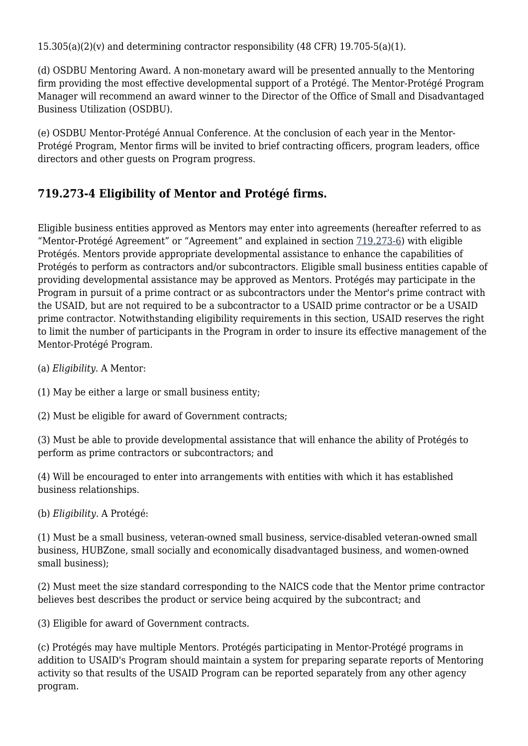15.305(a)(2)(v) and determining contractor responsibility (48 CFR) 19.705-5(a)(1).

(d) OSDBU Mentoring Award. A non-monetary award will be presented annually to the Mentoring firm providing the most effective developmental support of a Protégé. The Mentor-Protégé Program Manager will recommend an award winner to the Director of the Office of Small and Disadvantaged Business Utilization (OSDBU).

(e) OSDBU Mentor-Protégé Annual Conference. At the conclusion of each year in the Mentor-Protégé Program, Mentor firms will be invited to brief contracting officers, program leaders, office directors and other guests on Program progress.

## 719.273-4 Eligibility of Mentor and Protégé firms.

Eligible business entities approved as Mentors may enter into agreements (hereafter referred to as “Mentor-Protégé Agreement” or “Agreement” and explained in section 719.273-6) with eligible Protégés. Mentors provide appropriate developmental assistance to enhance the capabilities of Protégés to perform as contractors and/or subcontractors. Eligible small business entities capable of providing developmental assistance may be approved as Mentors. Protégés may participate in the Program in pursuit of a prime contract or as subcontractors under the Mentor's prime contract with the USAID, but are not required to be a subcontractor to a USAID prime contractor or be a USAID prime contractor. Notwithstanding eligibility requirements in this section, USAID reserves the right to limit the number of participants in the Program in order to insure its effective management of the Mentor-Protégé Program.

(a) *Eligibility*. A Mentor:

(1) May be either a large or small business entity;

(2) Must be eligible for award of Government contracts;

(3) Must be able to provide developmental assistance that will enhance the ability of Protégés to perform as prime contractors or subcontractors; and

(4) Will be encouraged to enter into arrangements with entities with which it has established business relationships.

(b) *Eligibility*. A Protégé:

(1) Must be a small business, veteran-owned small business, service-disabled veteran-owned small business, HUBZone, small socially and economically disadvantaged business, and women-owned small business);

(2) Must meet the size standard corresponding to the NAICS code that the Mentor prime contractor believes best describes the product or service being acquired by the subcontract; and

(3) Eligible for award of Government contracts.

(c) Protégés may have multiple Mentors. Protégés participating in Mentor-Protégé programs in addition to USAID's Program should maintain a system for preparing separate reports of Mentoring activity so that results of the USAID Program can be reported separately from any other agency program.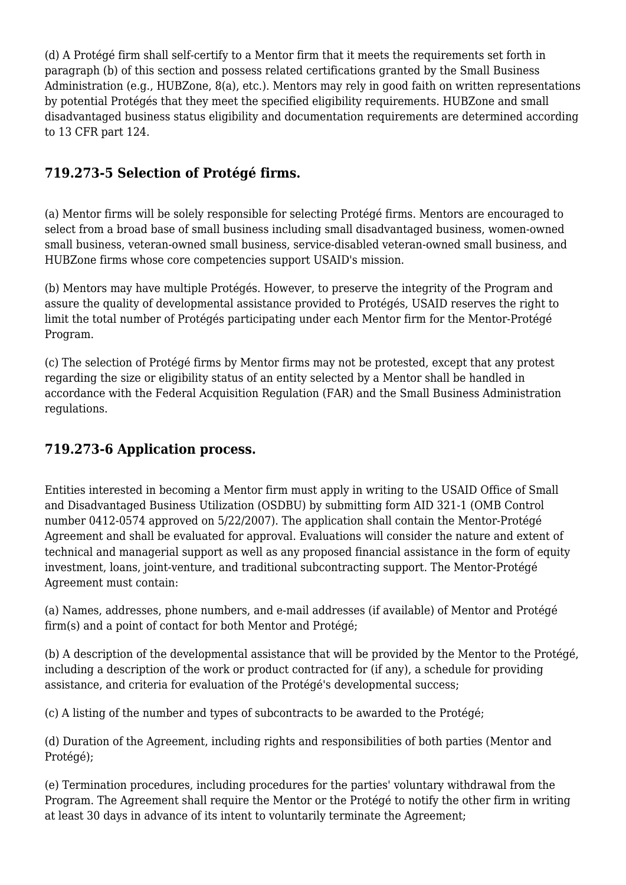(d) A Protégé firm shall self-certify to a Mentor firm that it meets the requirements set forth in paragraph (b) of this section and possess related certifications granted by the Small Business Administration (e.g., HUBZone, 8(a), etc.). Mentors may rely in good faith on written representations by potential Protégés that they meet the specified eligibility requirements. HUBZone and small disadvantaged business status eligibility and documentation requirements are determined according to 13 CFR part 124.

## 719.273-5 Selection of Protégé firms.

(a) Mentor firms will be solely responsible for selecting Protégé firms. Mentors are encouraged to select from a broad base of small business including small disadvantaged business, women-owned small business, veteran-owned small business, service-disabled veteran-owned small business, and HUBZone firms whose core competencies support USAID's mission.

(b) Mentors may have multiple Protégés. However, to preserve the integrity of the Program and assure the quality of developmental assistance provided to Protégés, USAID reserves the right to limit the total number of Protégés participating under each Mentor firm for the Mentor-Protégé Program.

(c) The selection of Protégé firms by Mentor firms may not be protested, except that any protest regarding the size or eligibility status of an entity selected by a Mentor shall be handled in accordance with the Federal Acquisition Regulation (FAR) and the Small Business Administration regulations.

## 719.273-6 Application process.

Entities interested in becoming a Mentor firm must apply in writing to the USAID Office of Small and Disadvantaged Business Utilization (OSDBU) by submitting form AID 321-1 (OMB Control number 0412-0574 approved on 5/22/2007). The application shall contain the Mentor-Protégé Agreement and shall be evaluated for approval. Evaluations will consider the nature and extent of technical and managerial support as well as any proposed financial assistance in the form of equity investment, loans, joint-venture, and traditional subcontracting support. The Mentor-Protégé Agreement must contain:

(a) Names, addresses, phone numbers, and e-mail addresses (if available) of Mentor and Protégé firm(s) and a point of contact for both Mentor and Protégé;

(b) A description of the developmental assistance that will be provided by the Mentor to the Protégé, including a description of the work or product contracted for (if any), a schedule for providing assistance, and criteria for evaluation of the Protégé's developmental success;

(c) A listing of the number and types of subcontracts to be awarded to the Protégé;

(d) Duration of the Agreement, including rights and responsibilities of both parties (Mentor and Protégé);

(e) Termination procedures, including procedures for the parties' voluntary withdrawal from the Program. The Agreement shall require the Mentor or the Protégé to notify the other firm in writing at least 30 days in advance of its intent to voluntarily terminate the Agreement;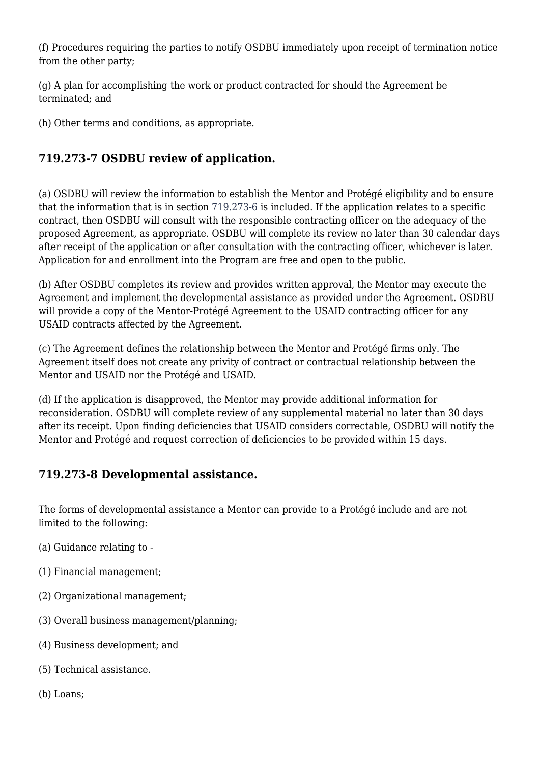(f) Procedures requiring the parties to notify OSDBU immediately upon receipt of termination notice from the other party;

(g) A plan for accomplishing the work or product contracted for should the Agreement be terminated; and

(h) Other terms and conditions, as appropriate.

### 719.273-7 OSDBU review of application.

(a) OSDBU will review the information to establish the Mentor and Protégé eligibility and to ensure that the information that is in section 719.273-6 is included. If the application relates to a specific contract, then OSDBU will consult with the responsible contracting officer on the adequacy of the proposed Agreement, as appropriate. OSDBU will complete its review no later than 30 calendar days after receipt of the application or after consultation with the contracting officer, whichever is later. Application for and enrollment into the Program are free and open to the public.

(b) After OSDBU completes its review and provides written approval, the Mentor may execute the Agreement and implement the developmental assistance as provided under the Agreement. OSDBU will provide a copy of the Mentor-Protégé Agreement to the USAID contracting officer for any USAID contracts affected by the Agreement.

(c) The Agreement defines the relationship between the Mentor and Protégé firms only. The Agreement itself does not create any privity of contract or contractual relationship between the Mentor and USAID nor the Protégé and USAID.

(d) If the application is disapproved, the Mentor may provide additional information for reconsideration. OSDBU will complete review of any supplemental material no later than 30 days after its receipt. Upon finding deficiencies that USAID considers correctable, OSDBU will notify the Mentor and Protégé and request correction of deficiencies to be provided within 15 days.

### 719.273-8 Developmental assistance.

The forms of developmental assistance a Mentor can provide to a Protégé include and are not limited to the following:

(a) Guidance relating to -

(1) Financial management;

(2) Organizational management;

(3) Overall business management/planning;

(4) Business development; and

(5) Technical assistance.

(b) Loans;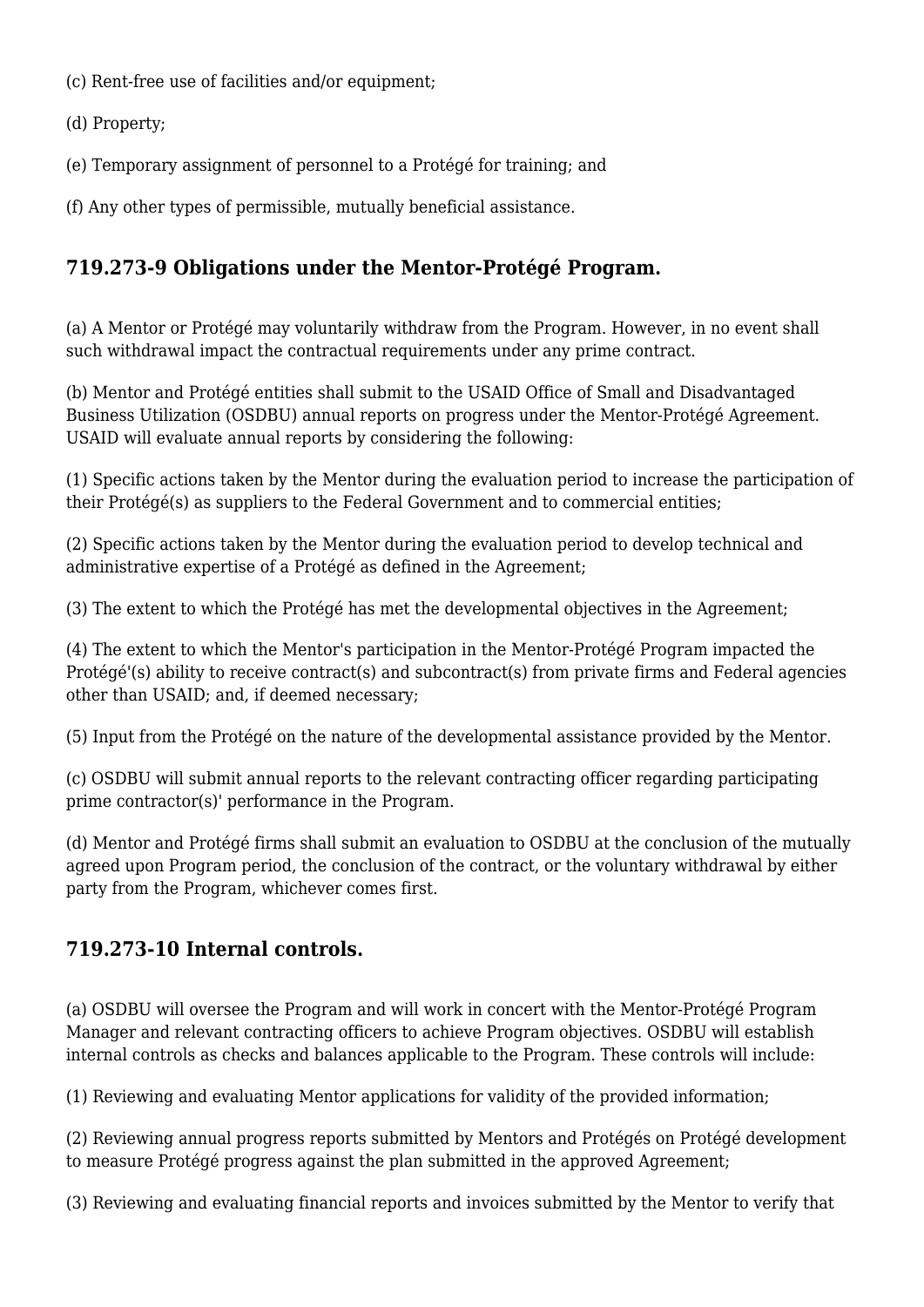(c) Rent-free use of facilities and/or equipment;

(d) Property;

(e) Temporary assignment of personnel to a Protégé for training; and

(f) Any other types of permissible, mutually beneficial assistance.

### 719.273-9 Obligations under the Mentor-Protégé Program.

(a) A Mentor or Protégé may voluntarily withdraw from the Program. However, in no event shall such withdrawal impact the contractual requirements under any prime contract.

(b) Mentor and Protégé entities shall submit to the USAID Office of Small and Disadvantaged Business Utilization (OSDBU) annual reports on progress under the Mentor-Protégé Agreement. USAID will evaluate annual reports by considering the following:

(1) Specific actions taken by the Mentor during the evaluation period to increase the participation of their Protégé(s) as suppliers to the Federal Government and to commercial entities;

(2) Specific actions taken by the Mentor during the evaluation period to develop technical and administrative expertise of a Protégé as defined in the Agreement;

(3) The extent to which the Protégé has met the developmental objectives in the Agreement;

(4) The extent to which the Mentor's participation in the Mentor-Protégé Program impacted the Protégé'(s) ability to receive contract(s) and subcontract(s) from private firms and Federal agencies other than USAID; and, if deemed necessary;

(5) Input from the Protégé on the nature of the developmental assistance provided by the Mentor.

(c) OSDBU will submit annual reports to the relevant contracting officer regarding participating prime contractor(s)' performance in the Program.

(d) Mentor and Protégé firms shall submit an evaluation to OSDBU at the conclusion of the mutually agreed upon Program period, the conclusion of the contract, or the voluntary withdrawal by either party from the Program, whichever comes first.

### 719.273-10 Internal controls.

(a) OSDBU will oversee the Program and will work in concert with the Mentor-Protégé Program Manager and relevant contracting officers to achieve Program objectives. OSDBU will establish internal controls as checks and balances applicable to the Program. These controls will include:

(1) Reviewing and evaluating Mentor applications for validity of the provided information;

(2) Reviewing annual progress reports submitted by Mentors and Protégés on Protégé development to measure Protégé progress against the plan submitted in the approved Agreement;

(3) Reviewing and evaluating financial reports and invoices submitted by the Mentor to verify that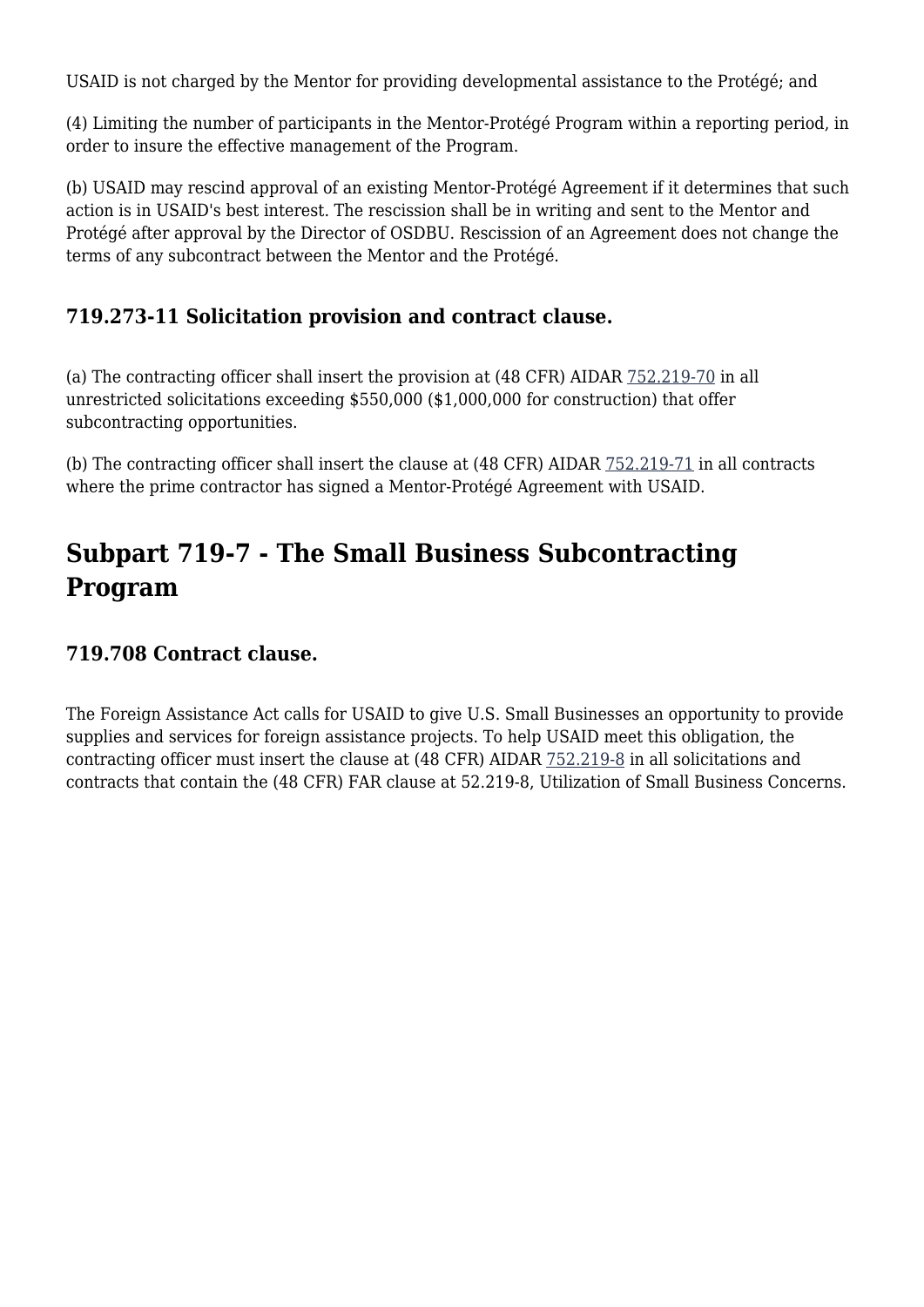USAID is not charged by the Mentor for providing developmental assistance to the Protégé; and

(4) Limiting the number of participants in the Mentor-Protégé Program within a reporting period, in order to insure the effective management of the Program.

(b) USAID may rescind approval of an existing Mentor-Protégé Agreement if it determines that such action is in USAID's best interest. The rescission shall be in writing and sent to the Mentor and Protégé after approval by the Director of OSDBU. Rescission of an Agreement does not change the terms of any subcontract between the Mentor and the Protégé.

### 719.273-11 Solicitation provision and contract clause.

(a) The contracting officer shall insert the provision at (48 CFR) AIDAR 752.219-70 in all unrestricted solicitations exceeding $550,000 ($1,000,000 for construction) that offer subcontracting opportunities.

(b) The contracting officer shall insert the clause at (48 CFR) AIDAR 752.219-71 in all contracts where the prime contractor has signed a Mentor-Protégé Agreement with USAID.

## Subpart 719-7 - The Small Business Subcontracting Program

### 719.708 Contract clause.

The Foreign Assistance Act calls for USAID to give U.S. Small Businesses an opportunity to provide supplies and services for foreign assistance projects. To help USAID meet this obligation, the contracting officer must insert the clause at (48 CFR) AIDAR 752.219-8 in all solicitations and contracts that contain the (48 CFR) FAR clause at 52.219-8, Utilization of Small Business Concerns.